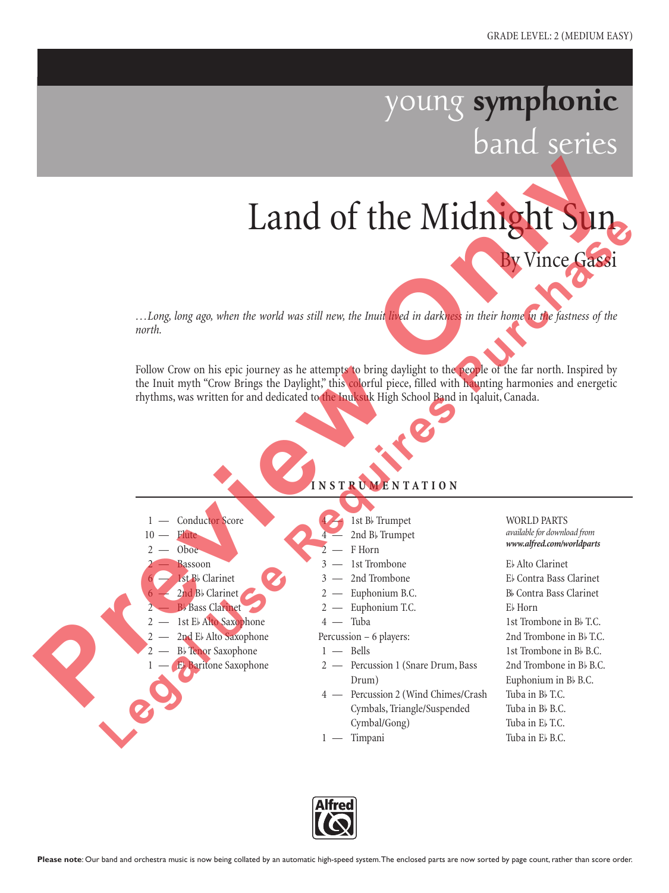GRADE LEVEL: 2 (MEDIUM EASY)

young **symphonic** band series

# Land of the Midnight Sun

By Vince Gassi

*…Long, long ago, when the world was still new, the Inuit lived in darkness in their home in the fastness of the north.*

Follow Crow on his epic journey as he attempts to bring daylight to the people of the far north. Inspired by the Inuit myth "Crow Brings the Daylight," this colorful piece, filled with haunting harmonies and energetic rhythms, was written for and dedicated to the Inuksuk High School Band in Iqaluit, Canada.

## INSTRUMENTATION

- 1 — Conductor Score
- 10 — Flute
- 2 — Oboe
- 2 — Bassoon
- 6 — 1st B♭ Clarinet
- 6 — 2nd B♭ Clarinet
- 2 — B♭ Bass Clarinet
- 2 — 1st E♭ Alto Saxophone
- 2 — 2nd E♭ Alto Saxophone
- 2 — B♭ Tenor Saxophone
- 1 — E♭ Baritone Saxophone
- 4 — 1st B♭ Trumpet
- 4 — 2nd B♭ Trumpet
- 2 — F Horn
- 3 — 1st Trombone
- 3 — 2nd Trombone
- 2 — Euphonium B.C.
- 2 — Euphonium T.C.
- 4 — Tuba

Percussion – 6 players:

- 1 — Bells
- 2 — Percussion 1 (Snare Drum, Bass Drum)
- 4 — Percussion 2 (Wind Chimes/Crash Cymbals, Triangle/Suspended Cymbal/Gong)
- 1 — Timpani

WORLD PARTS
*available for download from*
***www.alfred.com/worldparts***

- E♭ Alto Clarinet
- E♭ Contra Bass Clarinet
- B♭ Contra Bass Clarinet
- E♭ Horn
- 1st Trombone in B♭ T.C.
- 2nd Trombone in B♭ T.C.
- 1st Trombone in B♭ B.C.
- 2nd Trombone in B♭ B.C.
- Euphonium in B♭ B.C.
- Tuba in B♭ T.C.
- Tuba in B♭ B.C.
- Tuba in E♭ T.C.
- Tuba in E♭ B.C.

**Please note**: Our band and orchestra music is now being collated by an automatic high-speed system. The enclosed parts are now sorted by page count, rather than score order.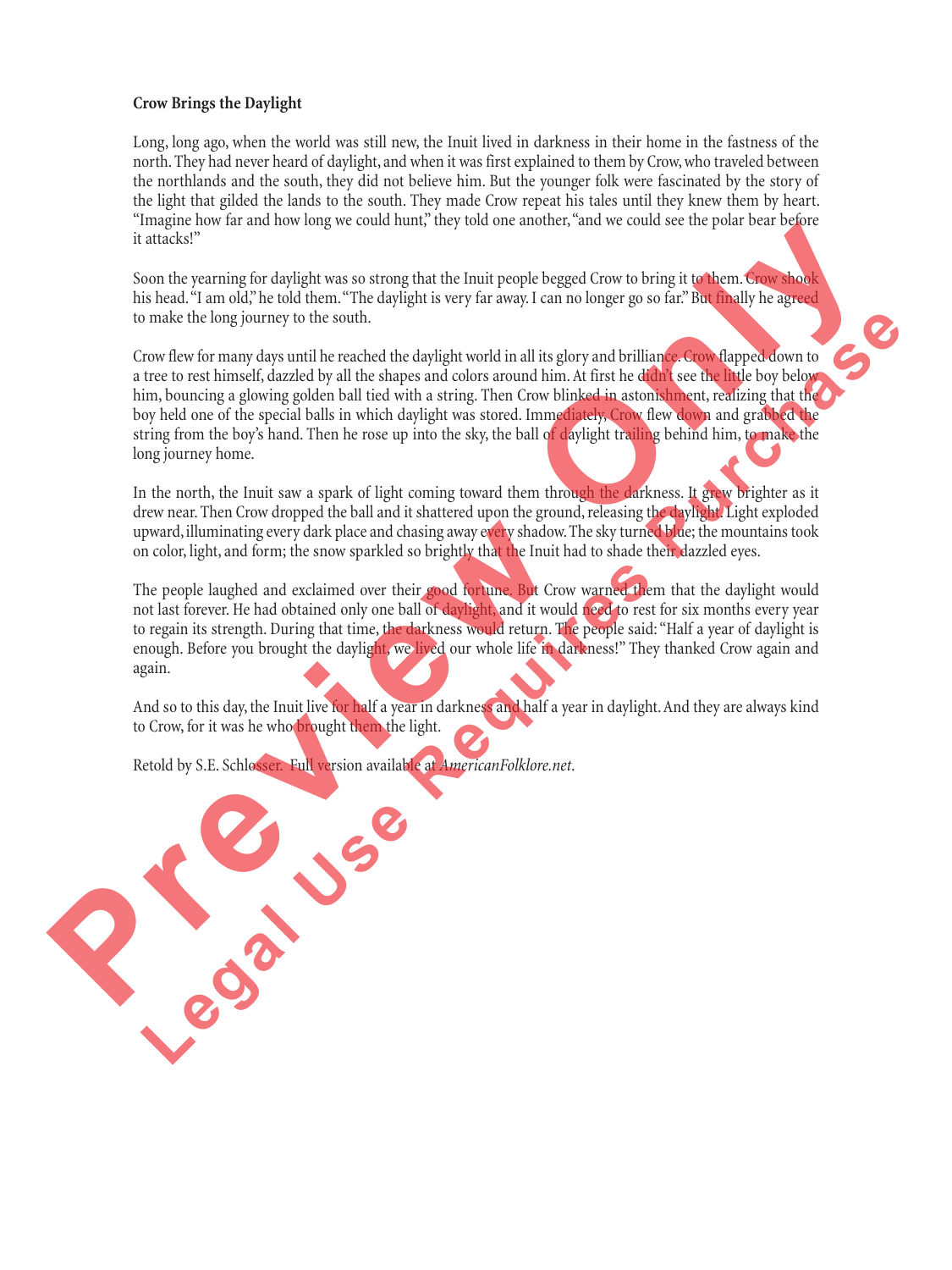**Crow Brings the Daylight**

Long, long ago, when the world was still new, the Inuit lived in darkness in their home in the fastness of the north. They had never heard of daylight, and when it was first explained to them by Crow, who traveled between the northlands and the south, they did not believe him. But the younger folk were fascinated by the story of the light that gilded the lands to the south. They made Crow repeat his tales until they knew them by heart. "Imagine how far and how long we could hunt," they told one another, "and we could see the polar bear before it attacks!"

Soon the yearning for daylight was so strong that the Inuit people begged Crow to bring it to them. Crow shook his head. "I am old," he told them. "The daylight is very far away. I can no longer go so far." But finally he agreed to make the long journey to the south.

Crow flew for many days until he reached the daylight world in all its glory and brilliance. Crow flapped down to a tree to rest himself, dazzled by all the shapes and colors around him. At first he didn't see the little boy below him, bouncing a glowing golden ball tied with a string. Then Crow blinked in astonishment, realizing that the boy held one of the special balls in which daylight was stored. Immediately, Crow flew down and grabbed the string from the boy's hand. Then he rose up into the sky, the ball of daylight trailing behind him, to make the long journey home.

In the north, the Inuit saw a spark of light coming toward them through the darkness. It grew brighter as it drew near. Then Crow dropped the ball and it shattered upon the ground, releasing the daylight. Light exploded upward, illuminating every dark place and chasing away every shadow. The sky turned blue; the mountains took on color, light, and form; the snow sparkled so brightly that the Inuit had to shade their dazzled eyes.

The people laughed and exclaimed over their good fortune. But Crow warned them that the daylight would not last forever. He had obtained only one ball of daylight, and it would need to rest for six months every year to regain its strength. During that time, the darkness would return. The people said: "Half a year of daylight is enough. Before you brought the daylight, we lived our whole life in darkness!" They thanked Crow again and again.

And so to this day, the Inuit live for half a year in darkness and half a year in daylight. And they are always kind to Crow, for it was he who brought them the light.

Retold by S.E. Schlosser. Full version available at *AmericanFolklore.net*.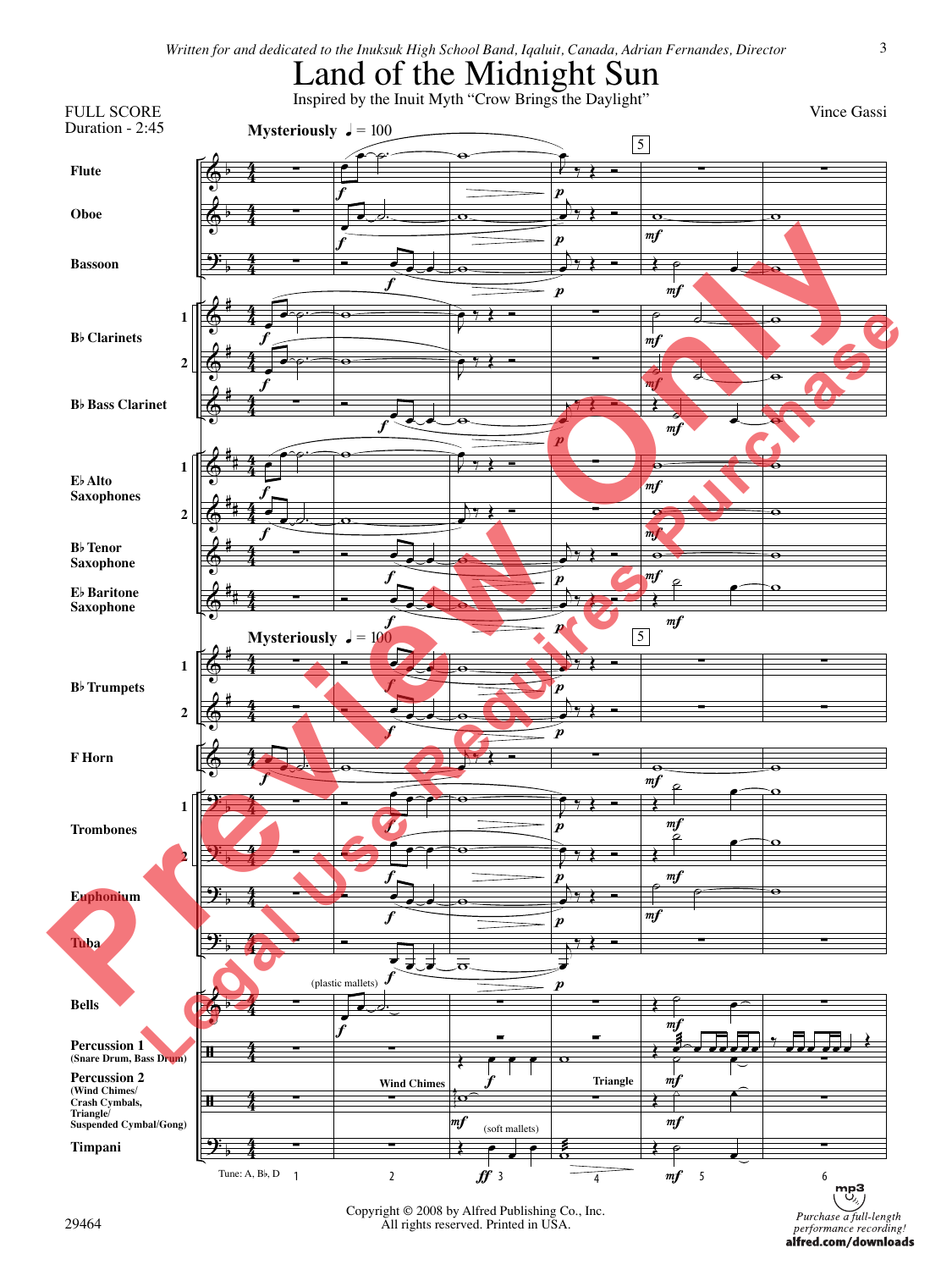*Written for and dedicated to the Inuksuk High School Band, Iqaluit, Canada, Adrian Fernandes, Director*

# Land of the Midnight Sun

Inspired by the Inuit Myth "Crow Brings the Daylight"

FULL SCORE
Duration - 2:45

Vince Gassi

**Mysteriously** ♩ = 100

Flute
Oboe
Bassoon
B♭ Clarinets 1, 2
B♭ Bass Clarinet
E♭ Alto Saxophones 1, 2
B♭ Tenor Saxophone
E♭ Baritone Saxophone
B♭ Trumpets 1, 2
F Horn
Trombones 1, 2
Euphonium
Tuba
Bells
Percussion 1 (Snare Drum, Bass Drum)
Percussion 2 (Wind Chimes/ Crash Cymbals, Triangle/ Suspended Cymbal/Gong)
Timpani

(plastic mallets)
Wind Chimes
Triangle
(soft mallets)
Tune: A, B♭, D

Copyright © 2008 by Alfred Publishing Co., Inc.
All rights reserved. Printed in USA.

29464

Purchase a full-length performance recording!
alfred.com/downloads

Preview Only
Legal Use Requires Purchase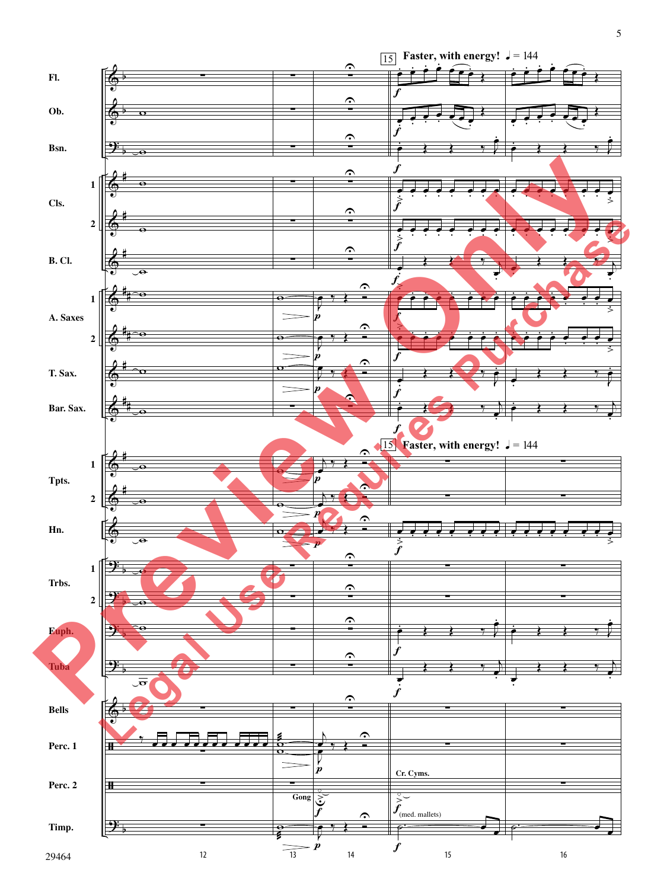**15** **Faster, with energy!** ♩ = 144

Fl.
Ob.
Bsn.
Cls. 1
Cls. 2
B. Cl.
A. Saxes 1
A. Saxes 2
T. Sax.
Bar. Sax.

**15** **Faster, with energy!** ♩ = 144

Tpts. 1
Tpts. 2
Hn.
Trbs. 1
Trbs. 2
Euph.
Tuba
Bells
Perc. 1
Perc. 2 — Gong — Cr. Cyms.
Timp. — (med. mallets)

Preview Only
Legal Use Requires Purchase

29464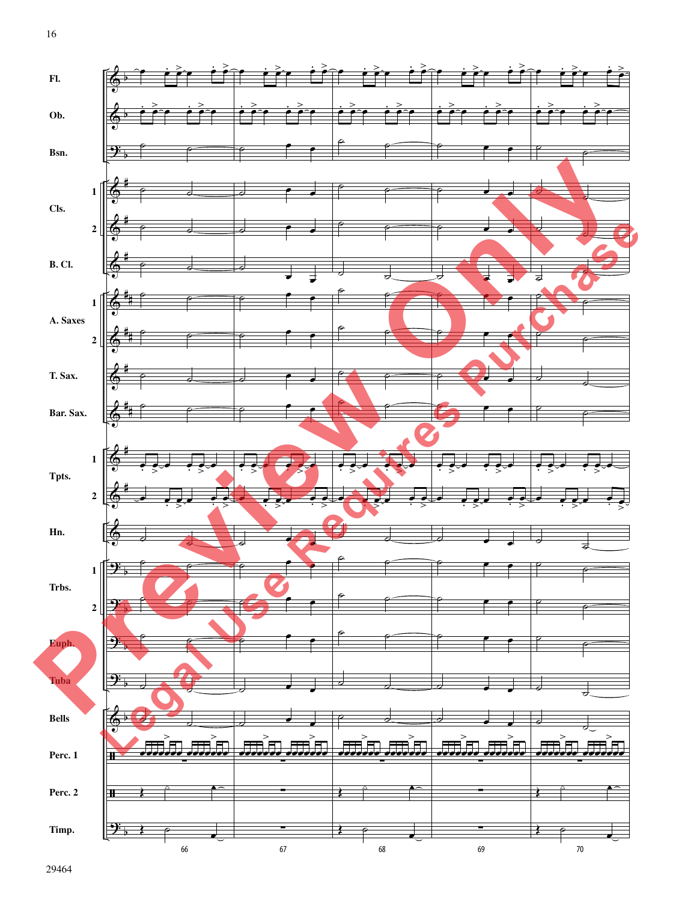Fl.

Ob.

Bsn.

Cls. 1

Cls. 2

B. Cl.

A. Saxes 1

A. Saxes 2

T. Sax.

Bar. Sax.

Tpts. 1

Tpts. 2

Hn.

Trbs. 1

Trbs. 2

Euph.

Tuba

Bells

Perc. 1

Perc. 2

Timp.

66 67 68 69 70

29464